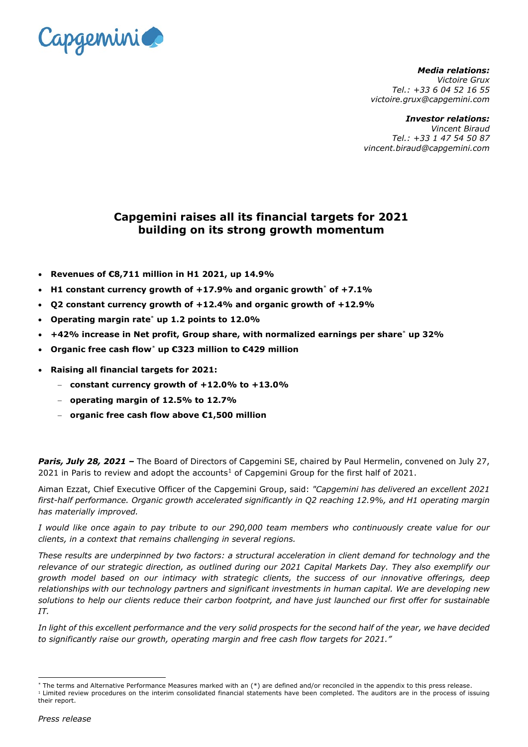***Media relations:***
*Victoire Grux*
*Tel.: +33 6 04 52 16 55*
*victoire.grux@capgemini.com*

***Investor relations:***
*Vincent Biraud*
*Tel.: +33 1 47 54 50 87*
*vincent.biraud@capgemini.com*

# Capgemini raises all its financial targets for 2021 building on its strong growth momentum

- **Revenues of €8,711 million in H1 2021, up 14.9%**
- **H1 constant currency growth of +17.9% and organic growth* of +7.1%**
- **Q2 constant currency growth of +12.4% and organic growth of +12.9%**
- **Operating margin rate* up 1.2 points to 12.0%**
- **+42% increase in Net profit, Group share, with normalized earnings per share* up 32%**
- **Organic free cash flow* up €323 million to €429 million**
- **Raising all financial targets for 2021:**
  - **constant currency growth of +12.0% to +13.0%**
  - **operating margin of 12.5% to 12.7%**
  - **organic free cash flow above €1,500 million**

***Paris, July 28, 2021 –*** The Board of Directors of Capgemini SE, chaired by Paul Hermelin, convened on July 27, 2021 in Paris to review and adopt the accounts[1] of Capgemini Group for the first half of 2021.

Aiman Ezzat, Chief Executive Officer of the Capgemini Group, said: *"Capgemini has delivered an excellent 2021 first-half performance. Organic growth accelerated significantly in Q2 reaching 12.9%, and H1 operating margin has materially improved.*

*I would like once again to pay tribute to our 290,000 team members who continuously create value for our clients, in a context that remains challenging in several regions.*

*These results are underpinned by two factors: a structural acceleration in client demand for technology and the relevance of our strategic direction, as outlined during our 2021 Capital Markets Day. They also exemplify our growth model based on our intimacy with strategic clients, the success of our innovative offerings, deep relationships with our technology partners and significant investments in human capital. We are developing new solutions to help our clients reduce their carbon footprint, and have just launched our first offer for sustainable IT.*

*In light of this excellent performance and the very solid prospects for the second half of the year, we have decided to significantly raise our growth, operating margin and free cash flow targets for 2021."*

---

* The terms and Alternative Performance Measures marked with an (*) are defined and/or reconciled in the appendix to this press release.

[1] Limited review procedures on the interim consolidated financial statements have been completed. The auditors are in the process of issuing their report.

*Press release*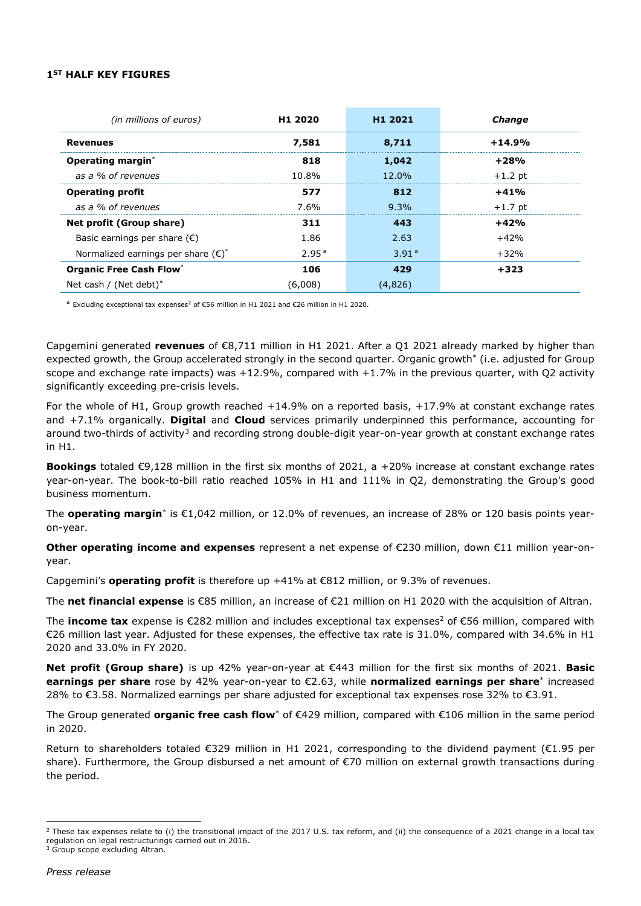## 1[ST] HALF KEY FIGURES

| *(in millions of euros)* | H1 2020 | H1 2021 | *Change* |
|---|---|---|---|
| **Revenues** | **7,581** | **8,711** | **+14.9%** |
| **Operating margin*** | **818** | **1,042** | **+28%** |
| *as a % of revenues* | 10.8% | 12.0% | +1.2 pt |
| **Operating profit** | **577** | **812** | **+41%** |
| *as a % of revenues* | 7.6% | 9.3% | +1.7 pt |
| **Net profit (Group share)** | **311** | **443** | **+42%** |
| Basic earnings per share (€) | 1.86 | 2.63 | +42% |
| Normalized earnings per share (€)* | 2.95 [a] | 3.91 [a] | +32% |
| **Organic Free Cash Flow*** | **106** | **429** | **+323** |
| Net cash / (Net debt)* | (6,008) | (4,826) | |

[a] Excluding exceptional tax expenses[2] of €56 million in H1 2021 and €26 million in H1 2020.

Capgemini generated **revenues** of €8,711 million in H1 2021. After a Q1 2021 already marked by higher than expected growth, the Group accelerated strongly in the second quarter. Organic growth* (i.e. adjusted for Group scope and exchange rate impacts) was +12.9%, compared with +1.7% in the previous quarter, with Q2 activity significantly exceeding pre-crisis levels.

For the whole of H1, Group growth reached +14.9% on a reported basis, +17.9% at constant exchange rates and +7.1% organically. **Digital** and **Cloud** services primarily underpinned this performance, accounting for around two-thirds of activity[3] and recording strong double-digit year-on-year growth at constant exchange rates in H1.

**Bookings** totaled €9,128 million in the first six months of 2021, a +20% increase at constant exchange rates year-on-year. The book-to-bill ratio reached 105% in H1 and 111% in Q2, demonstrating the Group's good business momentum.

The **operating margin*** is €1,042 million, or 12.0% of revenues, an increase of 28% or 120 basis points year-on-year.

**Other operating income and expenses** represent a net expense of €230 million, down €11 million year-on-year.

Capgemini's **operating profit** is therefore up +41% at €812 million, or 9.3% of revenues.

The **net financial expense** is €85 million, an increase of €21 million on H1 2020 with the acquisition of Altran.

The **income tax** expense is €282 million and includes exceptional tax expenses[2] of €56 million, compared with €26 million last year. Adjusted for these expenses, the effective tax rate is 31.0%, compared with 34.6% in H1 2020 and 33.0% in FY 2020.

**Net profit (Group share)** is up 42% year-on-year at €443 million for the first six months of 2021. **Basic earnings per share** rose by 42% year-on-year to €2.63, while **normalized earnings per share*** increased 28% to €3.58. Normalized earnings per share adjusted for exceptional tax expenses rose 32% to €3.91.

The Group generated **organic free cash flow*** of €429 million, compared with €106 million in the same period in 2020.

Return to shareholders totaled €329 million in H1 2021, corresponding to the dividend payment (€1.95 per share). Furthermore, the Group disbursed a net amount of €70 million on external growth transactions during the period.

[2] These tax expenses relate to (i) the transitional impact of the 2017 U.S. tax reform, and (ii) the consequence of a 2021 change in a local tax regulation on legal restructurings carried out in 2016.

[3] Group scope excluding Altran.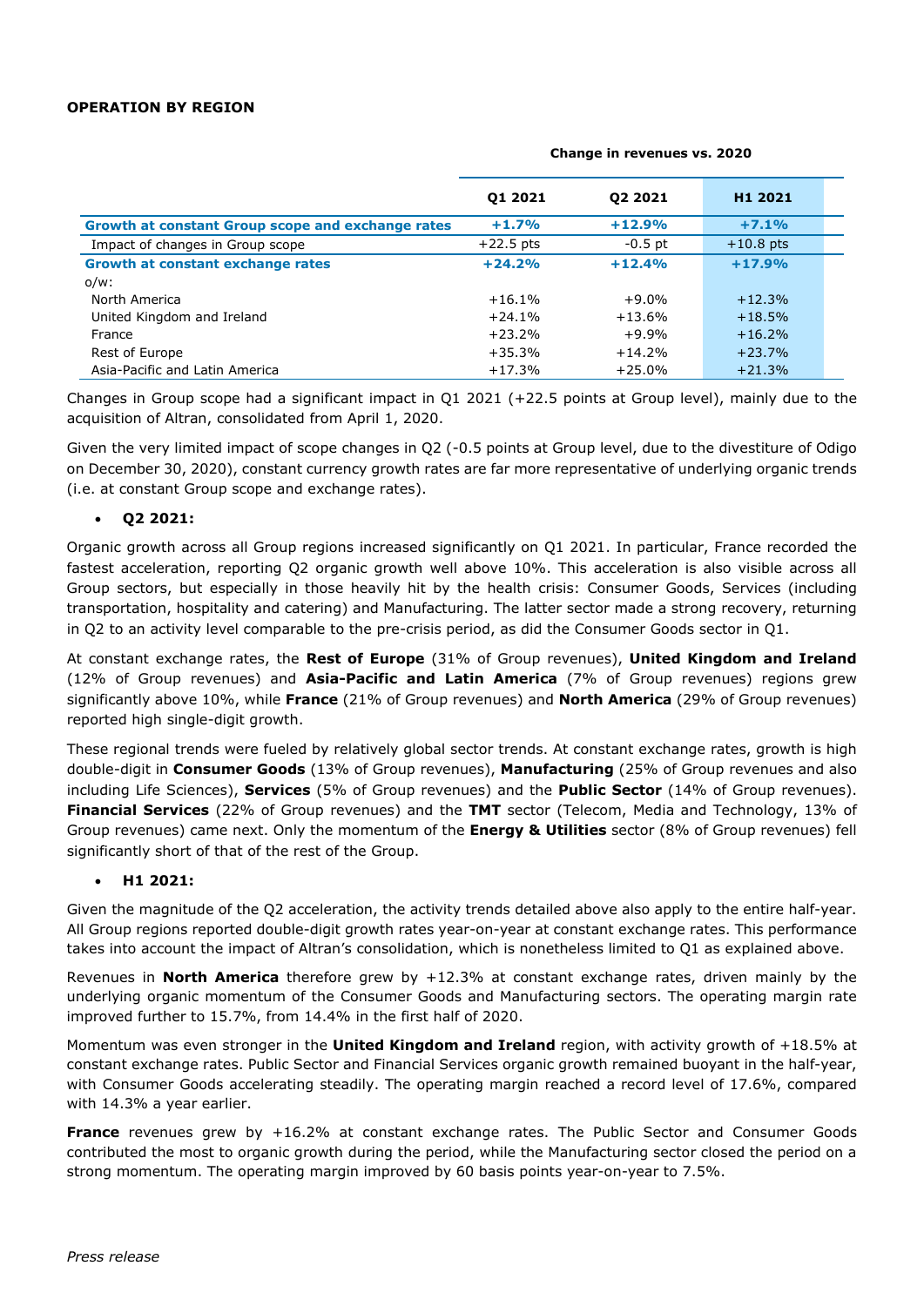**OPERATION BY REGION**

| | Change in revenues vs. 2020 | | |
|---|---|---|---|
| | **Q1 2021** | **Q2 2021** | **H1 2021** |
| **Growth at constant Group scope and exchange rates** | **+1.7%** | **+12.9%** | **+7.1%** |
| Impact of changes in Group scope | +22.5 pts | -0.5 pt | +10.8 pts |
| **Growth at constant exchange rates** | **+24.2%** | **+12.4%** | **+17.9%** |
| o/w: | | | |
| North America | +16.1% | +9.0% | +12.3% |
| United Kingdom and Ireland | +24.1% | +13.6% | +18.5% |
| France | +23.2% | +9.9% | +16.2% |
| Rest of Europe | +35.3% | +14.2% | +23.7% |
| Asia-Pacific and Latin America | +17.3% | +25.0% | +21.3% |

Changes in Group scope had a significant impact in Q1 2021 (+22.5 points at Group level), mainly due to the acquisition of Altran, consolidated from April 1, 2020.

Given the very limited impact of scope changes in Q2 (-0.5 points at Group level, due to the divestiture of Odigo on December 30, 2020), constant currency growth rates are far more representative of underlying organic trends (i.e. at constant Group scope and exchange rates).

- **Q2 2021:**

Organic growth across all Group regions increased significantly on Q1 2021. In particular, France recorded the fastest acceleration, reporting Q2 organic growth well above 10%. This acceleration is also visible across all Group sectors, but especially in those heavily hit by the health crisis: Consumer Goods, Services (including transportation, hospitality and catering) and Manufacturing. The latter sector made a strong recovery, returning in Q2 to an activity level comparable to the pre-crisis period, as did the Consumer Goods sector in Q1.

At constant exchange rates, the **Rest of Europe** (31% of Group revenues), **United Kingdom and Ireland** (12% of Group revenues) and **Asia-Pacific and Latin America** (7% of Group revenues) regions grew significantly above 10%, while **France** (21% of Group revenues) and **North America** (29% of Group revenues) reported high single-digit growth.

These regional trends were fueled by relatively global sector trends. At constant exchange rates, growth is high double-digit in **Consumer Goods** (13% of Group revenues), **Manufacturing** (25% of Group revenues and also including Life Sciences), **Services** (5% of Group revenues) and the **Public Sector** (14% of Group revenues). **Financial Services** (22% of Group revenues) and the **TMT** sector (Telecom, Media and Technology, 13% of Group revenues) came next. Only the momentum of the **Energy & Utilities** sector (8% of Group revenues) fell significantly short of that of the rest of the Group.

- **H1 2021:**

Given the magnitude of the Q2 acceleration, the activity trends detailed above also apply to the entire half-year. All Group regions reported double-digit growth rates year-on-year at constant exchange rates. This performance takes into account the impact of Altran's consolidation, which is nonetheless limited to Q1 as explained above.

Revenues in **North America** therefore grew by +12.3% at constant exchange rates, driven mainly by the underlying organic momentum of the Consumer Goods and Manufacturing sectors. The operating margin rate improved further to 15.7%, from 14.4% in the first half of 2020.

Momentum was even stronger in the **United Kingdom and Ireland** region, with activity growth of +18.5% at constant exchange rates. Public Sector and Financial Services organic growth remained buoyant in the half-year, with Consumer Goods accelerating steadily. The operating margin reached a record level of 17.6%, compared with 14.3% a year earlier.

**France** revenues grew by +16.2% at constant exchange rates. The Public Sector and Consumer Goods contributed the most to organic growth during the period, while the Manufacturing sector closed the period on a strong momentum. The operating margin improved by 60 basis points year-on-year to 7.5%.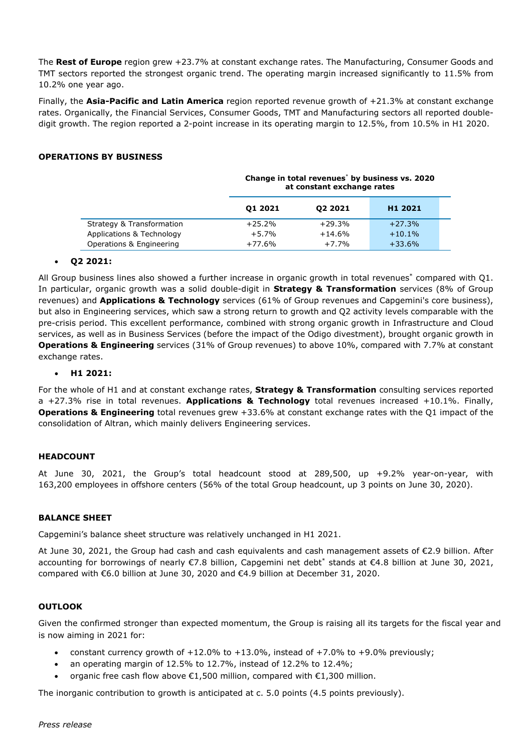The **Rest of Europe** region grew +23.7% at constant exchange rates. The Manufacturing, Consumer Goods and TMT sectors reported the strongest organic trend. The operating margin increased significantly to 11.5% from 10.2% one year ago.

Finally, the **Asia-Pacific and Latin America** region reported revenue growth of +21.3% at constant exchange rates. Organically, the Financial Services, Consumer Goods, TMT and Manufacturing sectors all reported double-digit growth. The region reported a 2-point increase in its operating margin to 12.5%, from 10.5% in H1 2020.

## OPERATIONS BY BUSINESS

| | Change in total revenues* by business vs. 2020 at constant exchange rates | | |
|---|---|---|---|
| | **Q1 2021** | **Q2 2021** | **H1 2021** |
| Strategy & Transformation | +25.2% | +29.3% | +27.3% |
| Applications & Technology | +5.7% | +14.6% | +10.1% |
| Operations & Engineering | +77.6% | +7.7% | +33.6% |

- **Q2 2021:**

All Group business lines also showed a further increase in organic growth in total revenues* compared with Q1. In particular, organic growth was a solid double-digit in **Strategy & Transformation** services (8% of Group revenues) and **Applications & Technology** services (61% of Group revenues and Capgemini's core business), but also in Engineering services, which saw a strong return to growth and Q2 activity levels comparable with the pre-crisis period. This excellent performance, combined with strong organic growth in Infrastructure and Cloud services, as well as in Business Services (before the impact of the Odigo divestment), brought organic growth in **Operations & Engineering** services (31% of Group revenues) to above 10%, compared with 7.7% at constant exchange rates.

- **H1 2021:**

For the whole of H1 and at constant exchange rates, **Strategy & Transformation** consulting services reported a +27.3% rise in total revenues. **Applications & Technology** total revenues increased +10.1%. Finally, **Operations & Engineering** total revenues grew +33.6% at constant exchange rates with the Q1 impact of the consolidation of Altran, which mainly delivers Engineering services.

## HEADCOUNT

At June 30, 2021, the Group's total headcount stood at 289,500, up +9.2% year-on-year, with 163,200 employees in offshore centers (56% of the total Group headcount, up 3 points on June 30, 2020).

## BALANCE SHEET

Capgemini's balance sheet structure was relatively unchanged in H1 2021.

At June 30, 2021, the Group had cash and cash equivalents and cash management assets of €2.9 billion. After accounting for borrowings of nearly €7.8 billion, Capgemini net debt* stands at €4.8 billion at June 30, 2021, compared with €6.0 billion at June 30, 2020 and €4.9 billion at December 31, 2020.

## OUTLOOK

Given the confirmed stronger than expected momentum, the Group is raising all its targets for the fiscal year and is now aiming in 2021 for:

- constant currency growth of +12.0% to +13.0%, instead of +7.0% to +9.0% previously;
- an operating margin of 12.5% to 12.7%, instead of 12.2% to 12.4%;
- organic free cash flow above €1,500 million, compared with €1,300 million.

The inorganic contribution to growth is anticipated at c. 5.0 points (4.5 points previously).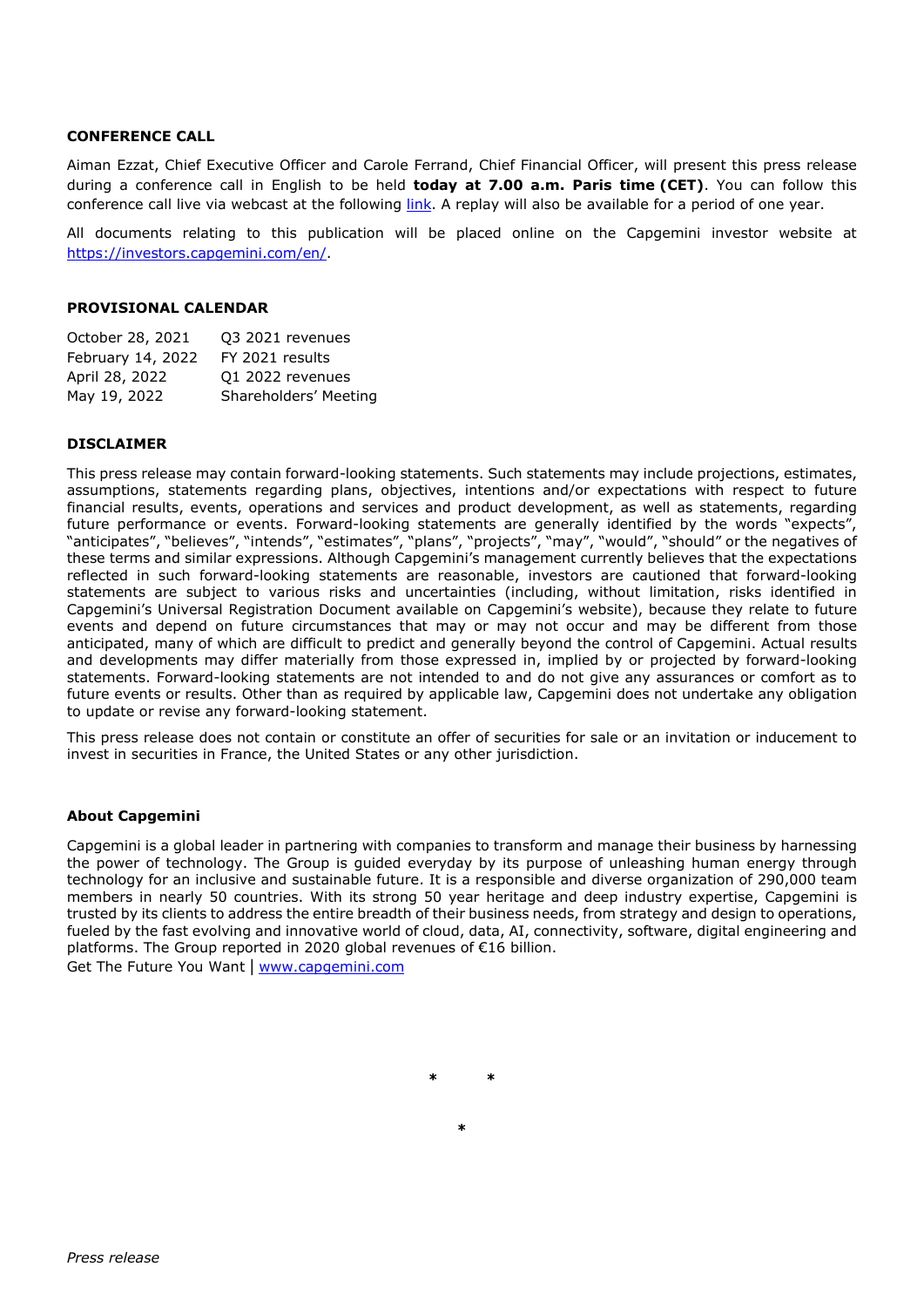## CONFERENCE CALL

Aiman Ezzat, Chief Executive Officer and Carole Ferrand, Chief Financial Officer, will present this press release during a conference call in English to be held **today at 7.00 a.m. Paris time (CET)**. You can follow this conference call live via webcast at the following link. A replay will also be available for a period of one year.

All documents relating to this publication will be placed online on the Capgemini investor website at https://investors.capgemini.com/en/.

## PROVISIONAL CALENDAR

| | |
|---|---|
| October 28, 2021 | Q3 2021 revenues |
| February 14, 2022 | FY 2021 results |
| April 28, 2022 | Q1 2022 revenues |
| May 19, 2022 | Shareholders' Meeting |

## DISCLAIMER

This press release may contain forward-looking statements. Such statements may include projections, estimates, assumptions, statements regarding plans, objectives, intentions and/or expectations with respect to future financial results, events, operations and services and product development, as well as statements, regarding future performance or events. Forward-looking statements are generally identified by the words "expects", "anticipates", "believes", "intends", "estimates", "plans", "projects", "may", "would", "should" or the negatives of these terms and similar expressions. Although Capgemini's management currently believes that the expectations reflected in such forward-looking statements are reasonable, investors are cautioned that forward-looking statements are subject to various risks and uncertainties (including, without limitation, risks identified in Capgemini's Universal Registration Document available on Capgemini's website), because they relate to future events and depend on future circumstances that may or may not occur and may be different from those anticipated, many of which are difficult to predict and generally beyond the control of Capgemini. Actual results and developments may differ materially from those expressed in, implied by or projected by forward-looking statements. Forward-looking statements are not intended to and do not give any assurances or comfort as to future events or results. Other than as required by applicable law, Capgemini does not undertake any obligation to update or revise any forward-looking statement.

This press release does not contain or constitute an offer of securities for sale or an invitation or inducement to invest in securities in France, the United States or any other jurisdiction.

## About Capgemini

Capgemini is a global leader in partnering with companies to transform and manage their business by harnessing the power of technology. The Group is guided everyday by its purpose of unleashing human energy through technology for an inclusive and sustainable future. It is a responsible and diverse organization of 290,000 team members in nearly 50 countries. With its strong 50 year heritage and deep industry expertise, Capgemini is trusted by its clients to address the entire breadth of their business needs, from strategy and design to operations, fueled by the fast evolving and innovative world of cloud, data, AI, connectivity, software, digital engineering and platforms. The Group reported in 2020 global revenues of €16 billion.
Get The Future You Want | www.capgemini.com

\* \*

\*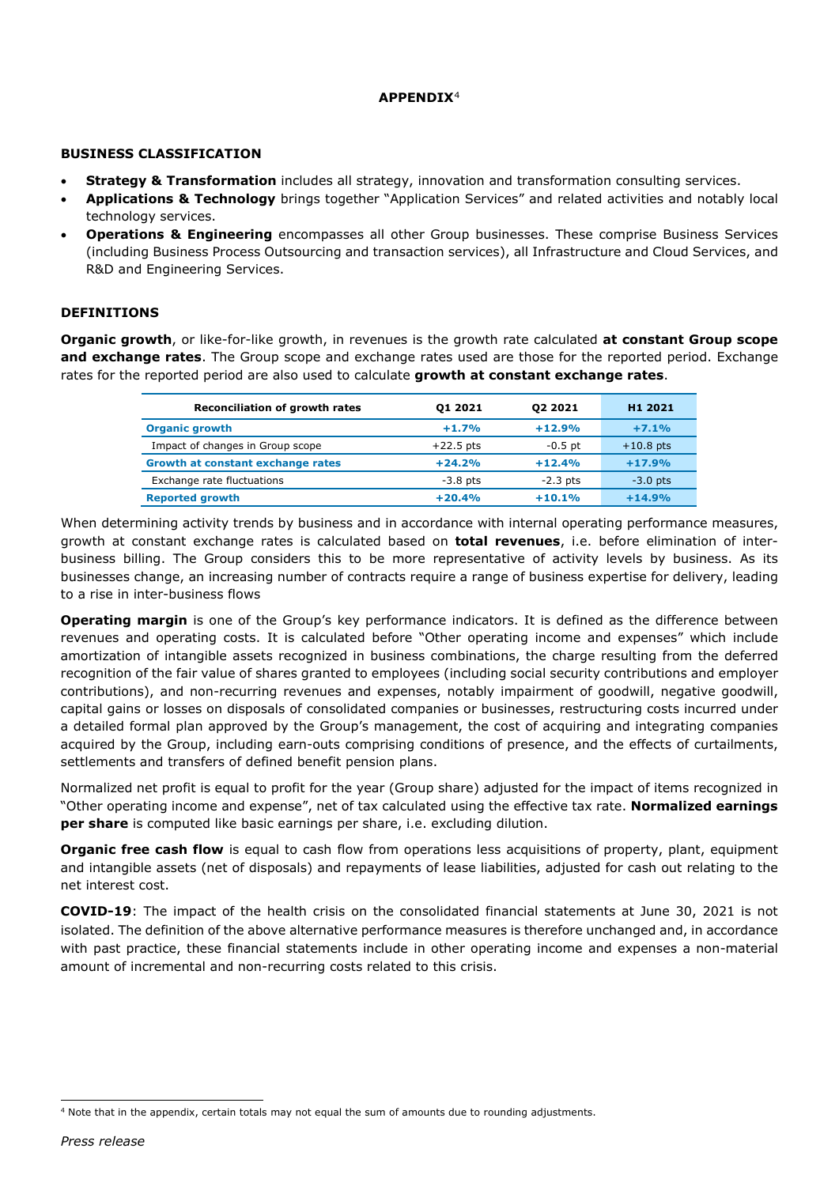# APPENDIX[4]

## BUSINESS CLASSIFICATION

- **Strategy & Transformation** includes all strategy, innovation and transformation consulting services.
- **Applications & Technology** brings together "Application Services" and related activities and notably local technology services.
- **Operations & Engineering** encompasses all other Group businesses. These comprise Business Services (including Business Process Outsourcing and transaction services), all Infrastructure and Cloud Services, and R&D and Engineering Services.

## DEFINITIONS

**Organic growth**, or like-for-like growth, in revenues is the growth rate calculated **at constant Group scope and exchange rates**. The Group scope and exchange rates used are those for the reported period. Exchange rates for the reported period are also used to calculate **growth at constant exchange rates**.

| Reconciliation of growth rates | Q1 2021 | Q2 2021 | H1 2021 |
|---|---|---|---|
| **Organic growth** | **+1.7%** | **+12.9%** | **+7.1%** |
| Impact of changes in Group scope | +22.5 pts | -0.5 pt | +10.8 pts |
| **Growth at constant exchange rates** | **+24.2%** | **+12.4%** | **+17.9%** |
| Exchange rate fluctuations | -3.8 pts | -2.3 pts | -3.0 pts |
| **Reported growth** | **+20.4%** | **+10.1%** | **+14.9%** |

When determining activity trends by business and in accordance with internal operating performance measures, growth at constant exchange rates is calculated based on **total revenues**, i.e. before elimination of inter-business billing. The Group considers this to be more representative of activity levels by business. As its businesses change, an increasing number of contracts require a range of business expertise for delivery, leading to a rise in inter-business flows

**Operating margin** is one of the Group's key performance indicators. It is defined as the difference between revenues and operating costs. It is calculated before "Other operating income and expenses" which include amortization of intangible assets recognized in business combinations, the charge resulting from the deferred recognition of the fair value of shares granted to employees (including social security contributions and employer contributions), and non-recurring revenues and expenses, notably impairment of goodwill, negative goodwill, capital gains or losses on disposals of consolidated companies or businesses, restructuring costs incurred under a detailed formal plan approved by the Group's management, the cost of acquiring and integrating companies acquired by the Group, including earn-outs comprising conditions of presence, and the effects of curtailments, settlements and transfers of defined benefit pension plans.

Normalized net profit is equal to profit for the year (Group share) adjusted for the impact of items recognized in "Other operating income and expense", net of tax calculated using the effective tax rate. **Normalized earnings per share** is computed like basic earnings per share, i.e. excluding dilution.

**Organic free cash flow** is equal to cash flow from operations less acquisitions of property, plant, equipment and intangible assets (net of disposals) and repayments of lease liabilities, adjusted for cash out relating to the net interest cost.

**COVID-19**: The impact of the health crisis on the consolidated financial statements at June 30, 2021 is not isolated. The definition of the above alternative performance measures is therefore unchanged and, in accordance with past practice, these financial statements include in other operating income and expenses a non-material amount of incremental and non-recurring costs related to this crisis.

[4] Note that in the appendix, certain totals may not equal the sum of amounts due to rounding adjustments.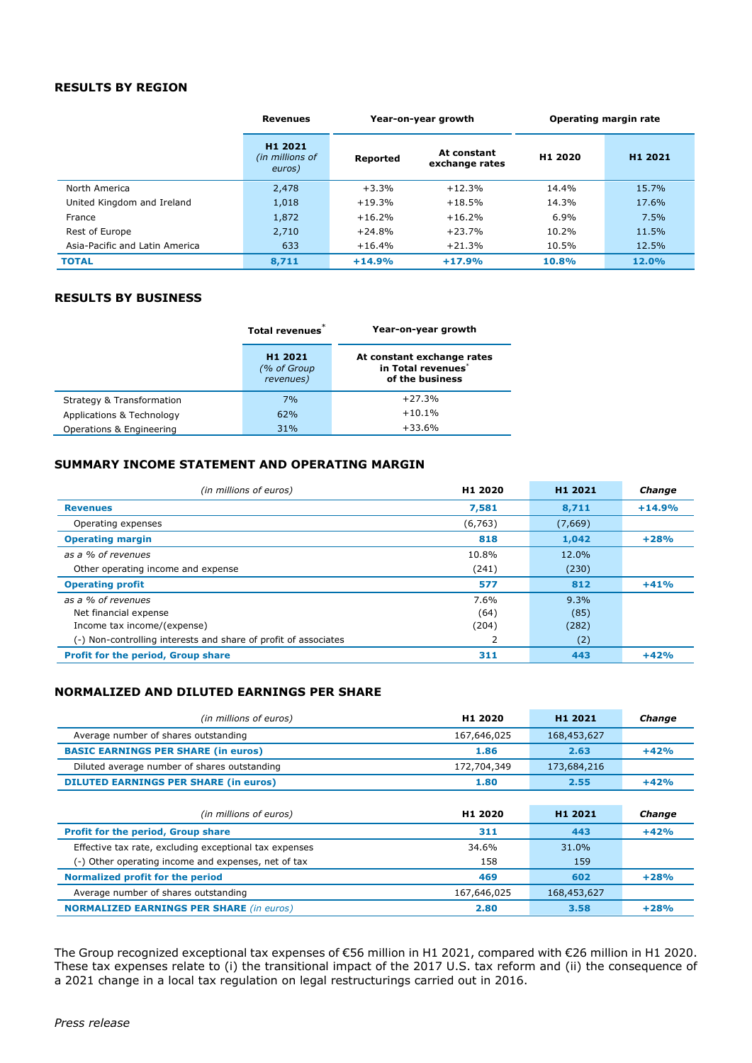## RESULTS BY REGION

| | Revenues | Year-on-year growth | | Operating margin rate | |
|---|---|---|---|---|---|
| | **H1 2021** *(in millions of euros)* | **Reported** | **At constant exchange rates** | **H1 2020** | **H1 2021** |
| North America | 2,478 | +3.3% | +12.3% | 14.4% | 15.7% |
| United Kingdom and Ireland | 1,018 | +19.3% | +18.5% | 14.3% | 17.6% |
| France | 1,872 | +16.2% | +16.2% | 6.9% | 7.5% |
| Rest of Europe | 2,710 | +24.8% | +23.7% | 10.2% | 11.5% |
| Asia-Pacific and Latin America | 633 | +16.4% | +21.3% | 10.5% | 12.5% |
| **TOTAL** | **8,711** | **+14.9%** | **+17.9%** | **10.8%** | **12.0%** |

## RESULTS BY BUSINESS

| | Total revenues* | Year-on-year growth |
|---|---|---|
| | **H1 2021** *(% of Group revenues)* | **At constant exchange rates in Total revenues* of the business** |
| Strategy & Transformation | 7% | +27.3% |
| Applications & Technology | 62% | +10.1% |
| Operations & Engineering | 31% | +33.6% |

## SUMMARY INCOME STATEMENT AND OPERATING MARGIN

| *(in millions of euros)* | H1 2020 | H1 2021 | *Change* |
|---|---|---|---|
| **Revenues** | **7,581** | **8,711** | **+14.9%** |
| Operating expenses | (6,763) | (7,669) | |
| **Operating margin** | **818** | **1,042** | **+28%** |
| *as a % of revenues* | 10.8% | 12.0% | |
| Other operating income and expense | (241) | (230) | |
| **Operating profit** | **577** | **812** | **+41%** |
| *as a % of revenues* | 7.6% | 9.3% | |
| Net financial expense | (64) | (85) | |
| Income tax income/(expense) | (204) | (282) | |
| (-) Non-controlling interests and share of profit of associates | 2 | (2) | |
| **Profit for the period, Group share** | **311** | **443** | **+42%** |

## NORMALIZED AND DILUTED EARNINGS PER SHARE

| *(in millions of euros)* | H1 2020 | H1 2021 | *Change* |
|---|---|---|---|
| Average number of shares outstanding | 167,646,025 | 168,453,627 | |
| **BASIC EARNINGS PER SHARE (in euros)** | **1.86** | **2.63** | **+42%** |
| Diluted average number of shares outstanding | 172,704,349 | 173,684,216 | |
| **DILUTED EARNINGS PER SHARE (in euros)** | **1.80** | **2.55** | **+42%** |

| *(in millions of euros)* | H1 2020 | H1 2021 | *Change* |
|---|---|---|---|
| **Profit for the period, Group share** | **311** | **443** | **+42%** |
| Effective tax rate, excluding exceptional tax expenses | 34.6% | 31.0% | |
| (-) Other operating income and expenses, net of tax | 158 | 159 | |
| **Normalized profit for the period** | **469** | **602** | **+28%** |
| Average number of shares outstanding | 167,646,025 | 168,453,627 | |
| **NORMALIZED EARNINGS PER SHARE** *(in euros)* | **2.80** | **3.58** | **+28%** |

The Group recognized exceptional tax expenses of €56 million in H1 2021, compared with €26 million in H1 2020. These tax expenses relate to (i) the transitional impact of the 2017 U.S. tax reform and (ii) the consequence of a 2021 change in a local tax regulation on legal restructurings carried out in 2016.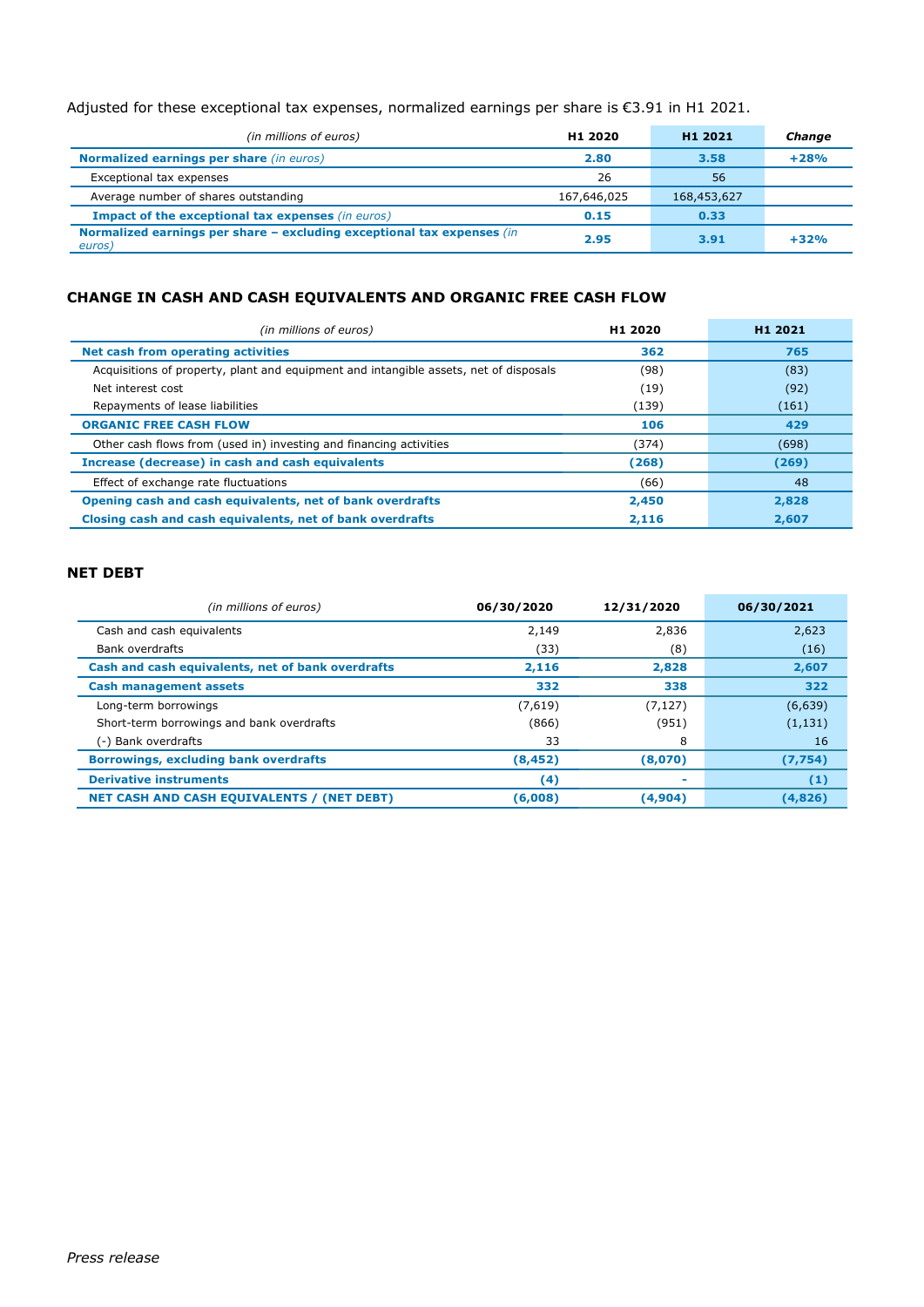Adjusted for these exceptional tax expenses, normalized earnings per share is €3.91 in H1 2021.

| *(in millions of euros)* | H1 2020 | H1 2021 | *Change* |
|---|---|---|---|
| **Normalized earnings per share** *(in euros)* | **2.80** | **3.58** | **+28%** |
| Exceptional tax expenses | 26 | 56 | |
| Average number of shares outstanding | 167,646,025 | 168,453,627 | |
| **Impact of the exceptional tax expenses** *(in euros)* | **0.15** | **0.33** | |
| **Normalized earnings per share – excluding exceptional tax expenses** *(in euros)* | **2.95** | **3.91** | **+32%** |

## CHANGE IN CASH AND CASH EQUIVALENTS AND ORGANIC FREE CASH FLOW

| *(in millions of euros)* | H1 2020 | H1 2021 |
|---|---|---|
| **Net cash from operating activities** | **362** | **765** |
| Acquisitions of property, plant and equipment and intangible assets, net of disposals | (98) | (83) |
| Net interest cost | (19) | (92) |
| Repayments of lease liabilities | (139) | (161) |
| **ORGANIC FREE CASH FLOW** | **106** | **429** |
| Other cash flows from (used in) investing and financing activities | (374) | (698) |
| **Increase (decrease) in cash and cash equivalents** | **(268)** | **(269)** |
| Effect of exchange rate fluctuations | (66) | 48 |
| **Opening cash and cash equivalents, net of bank overdrafts** | **2,450** | **2,828** |
| **Closing cash and cash equivalents, net of bank overdrafts** | **2,116** | **2,607** |

## NET DEBT

| *(in millions of euros)* | 06/30/2020 | 12/31/2020 | 06/30/2021 |
|---|---|---|---|
| Cash and cash equivalents | 2,149 | 2,836 | 2,623 |
| Bank overdrafts | (33) | (8) | (16) |
| **Cash and cash equivalents, net of bank overdrafts** | **2,116** | **2,828** | **2,607** |
| **Cash management assets** | **332** | **338** | **322** |
| Long-term borrowings | (7,619) | (7,127) | (6,639) |
| Short-term borrowings and bank overdrafts | (866) | (951) | (1,131) |
| (-) Bank overdrafts | 33 | 8 | 16 |
| **Borrowings, excluding bank overdrafts** | **(8,452)** | **(8,070)** | **(7,754)** |
| **Derivative instruments** | **(4)** | **-** | **(1)** |
| **NET CASH AND CASH EQUIVALENTS / (NET DEBT)** | **(6,008)** | **(4,904)** | **(4,826)** |